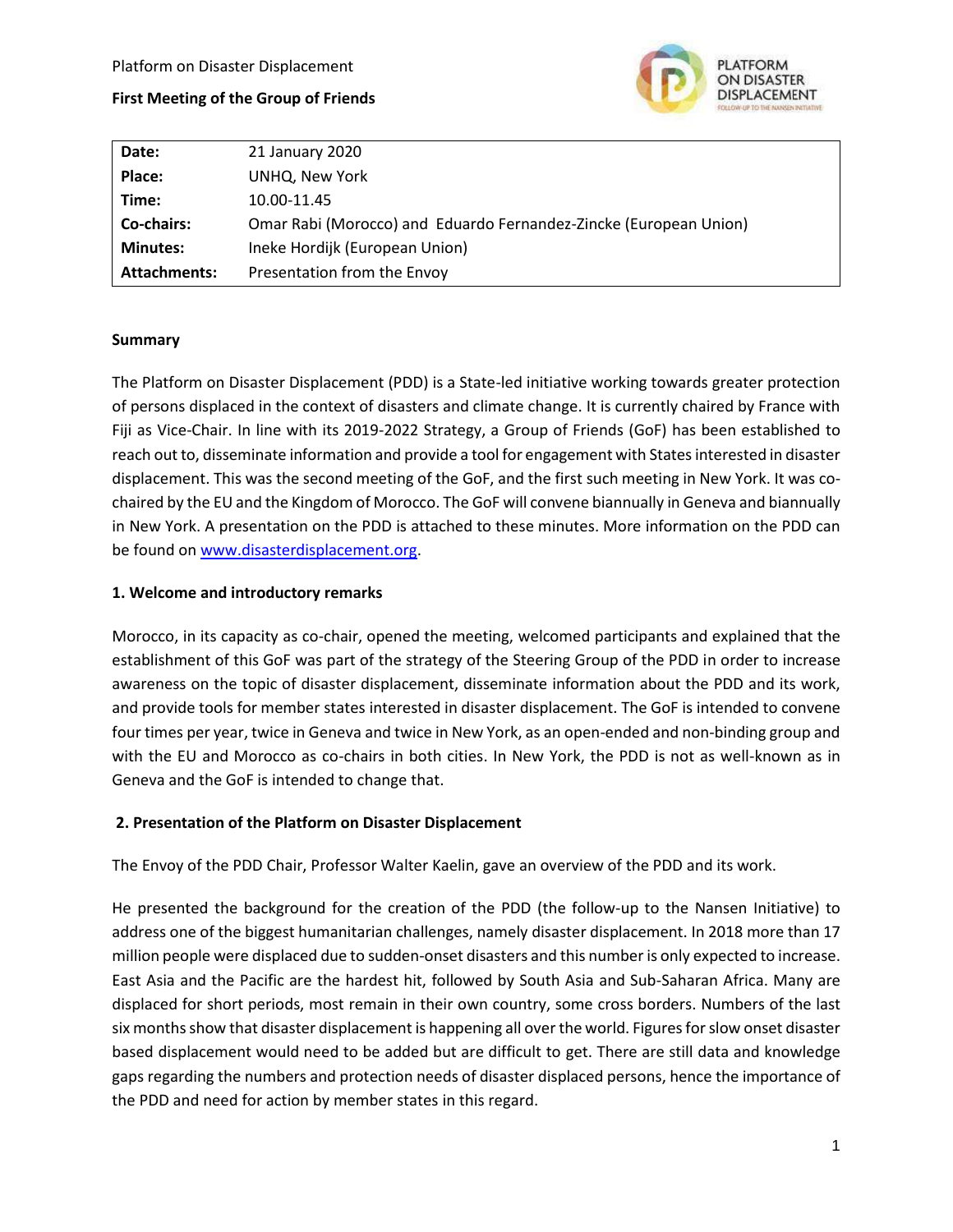Platform on Disaster Displacement

**First Meeting of the Group of Friends**

| **Date:** | 21 January 2020 |
| --- | --- |
| **Place:** | UNHQ, New York |
| **Time:** | 10.00-11.45 |
| **Co-chairs:** | Omar Rabi (Morocco) and Eduardo Fernandez-Zincke (European Union) |
| **Minutes:** | Ineke Hordijk (European Union) |
| **Attachments:** | Presentation from the Envoy |

**Summary**

The Platform on Disaster Displacement (PDD) is a State-led initiative working towards greater protection of persons displaced in the context of disasters and climate change. It is currently chaired by France with Fiji as Vice-Chair. In line with its 2019-2022 Strategy, a Group of Friends (GoF) has been established to reach out to, disseminate information and provide a tool for engagement with States interested in disaster displacement. This was the second meeting of the GoF, and the first such meeting in New York. It was co-chaired by the EU and the Kingdom of Morocco. The GoF will convene biannually in Geneva and biannually in New York. A presentation on the PDD is attached to these minutes. More information on the PDD can be found on www.disasterdisplacement.org.

**1. Welcome and introductory remarks**

Morocco, in its capacity as co-chair, opened the meeting, welcomed participants and explained that the establishment of this GoF was part of the strategy of the Steering Group of the PDD in order to increase awareness on the topic of disaster displacement, disseminate information about the PDD and its work, and provide tools for member states interested in disaster displacement. The GoF is intended to convene four times per year, twice in Geneva and twice in New York, as an open-ended and non-binding group and with the EU and Morocco as co-chairs in both cities. In New York, the PDD is not as well-known as in Geneva and the GoF is intended to change that.

**2. Presentation of the Platform on Disaster Displacement**

The Envoy of the PDD Chair, Professor Walter Kaelin, gave an overview of the PDD and its work.

He presented the background for the creation of the PDD (the follow-up to the Nansen Initiative) to address one of the biggest humanitarian challenges, namely disaster displacement. In 2018 more than 17 million people were displaced due to sudden-onset disasters and this number is only expected to increase. East Asia and the Pacific are the hardest hit, followed by South Asia and Sub-Saharan Africa. Many are displaced for short periods, most remain in their own country, some cross borders. Numbers of the last six months show that disaster displacement is happening all over the world. Figures for slow onset disaster based displacement would need to be added but are difficult to get. There are still data and knowledge gaps regarding the numbers and protection needs of disaster displaced persons, hence the importance of the PDD and need for action by member states in this regard.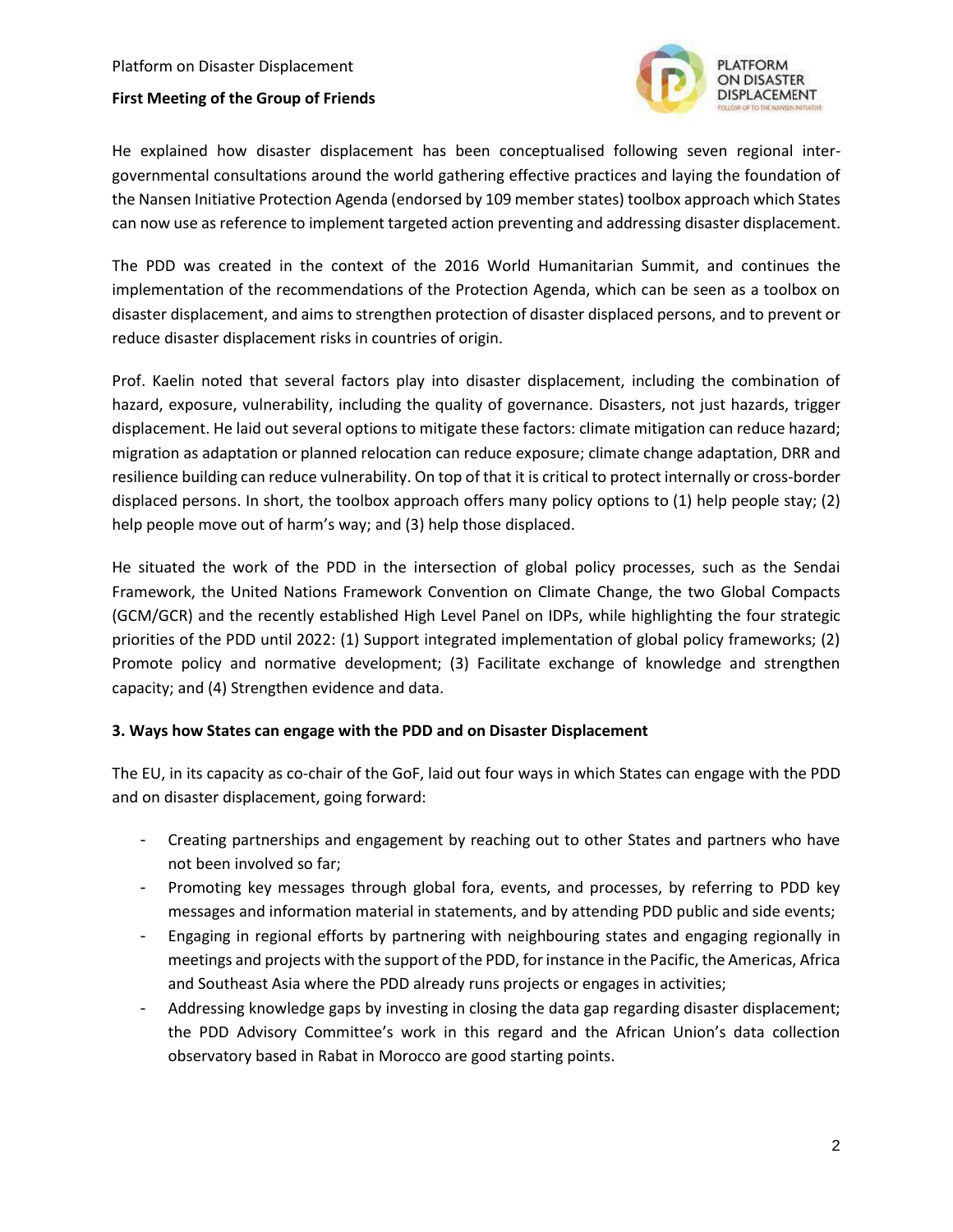He explained how disaster displacement has been conceptualised following seven regional inter-governmental consultations around the world gathering effective practices and laying the foundation of the Nansen Initiative Protection Agenda (endorsed by 109 member states) toolbox approach which States can now use as reference to implement targeted action preventing and addressing disaster displacement.

The PDD was created in the context of the 2016 World Humanitarian Summit, and continues the implementation of the recommendations of the Protection Agenda, which can be seen as a toolbox on disaster displacement, and aims to strengthen protection of disaster displaced persons, and to prevent or reduce disaster displacement risks in countries of origin.

Prof. Kaelin noted that several factors play into disaster displacement, including the combination of hazard, exposure, vulnerability, including the quality of governance. Disasters, not just hazards, trigger displacement. He laid out several options to mitigate these factors: climate mitigation can reduce hazard; migration as adaptation or planned relocation can reduce exposure; climate change adaptation, DRR and resilience building can reduce vulnerability. On top of that it is critical to protect internally or cross-border displaced persons. In short, the toolbox approach offers many policy options to (1) help people stay; (2) help people move out of harm's way; and (3) help those displaced.

He situated the work of the PDD in the intersection of global policy processes, such as the Sendai Framework, the United Nations Framework Convention on Climate Change, the two Global Compacts (GCM/GCR) and the recently established High Level Panel on IDPs, while highlighting the four strategic priorities of the PDD until 2022: (1) Support integrated implementation of global policy frameworks; (2) Promote policy and normative development; (3) Facilitate exchange of knowledge and strengthen capacity; and (4) Strengthen evidence and data.

**3. Ways how States can engage with the PDD and on Disaster Displacement**

The EU, in its capacity as co-chair of the GoF, laid out four ways in which States can engage with the PDD and on disaster displacement, going forward:

- Creating partnerships and engagement by reaching out to other States and partners who have not been involved so far;
- Promoting key messages through global fora, events, and processes, by referring to PDD key messages and information material in statements, and by attending PDD public and side events;
- Engaging in regional efforts by partnering with neighbouring states and engaging regionally in meetings and projects with the support of the PDD, for instance in the Pacific, the Americas, Africa and Southeast Asia where the PDD already runs projects or engages in activities;
- Addressing knowledge gaps by investing in closing the data gap regarding disaster displacement; the PDD Advisory Committee's work in this regard and the African Union's data collection observatory based in Rabat in Morocco are good starting points.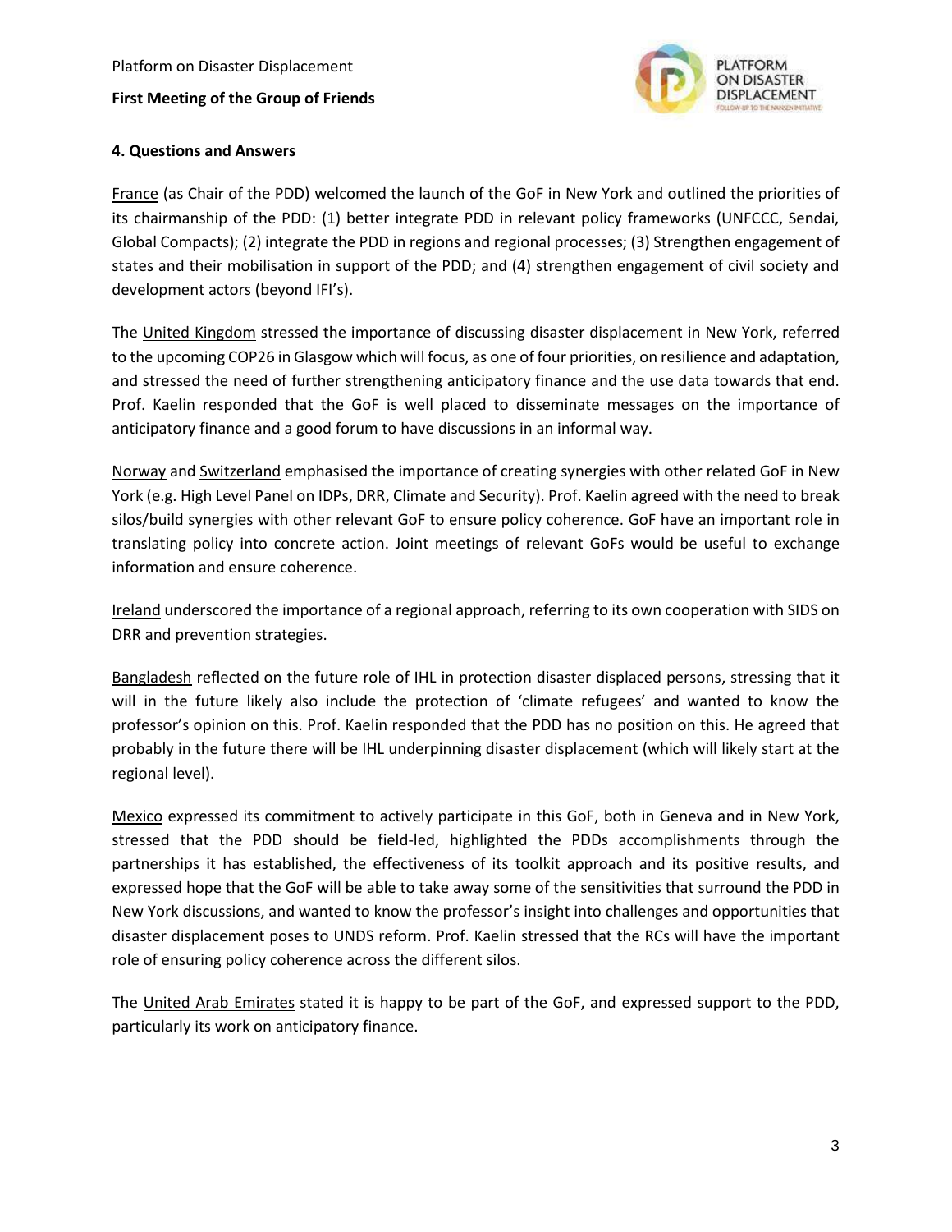### 4. Questions and Answers

France (as Chair of the PDD) welcomed the launch of the GoF in New York and outlined the priorities of its chairmanship of the PDD: (1) better integrate PDD in relevant policy frameworks (UNFCCC, Sendai, Global Compacts); (2) integrate the PDD in regions and regional processes; (3) Strengthen engagement of states and their mobilisation in support of the PDD; and (4) strengthen engagement of civil society and development actors (beyond IFI's).

The United Kingdom stressed the importance of discussing disaster displacement in New York, referred to the upcoming COP26 in Glasgow which will focus, as one of four priorities, on resilience and adaptation, and stressed the need of further strengthening anticipatory finance and the use data towards that end. Prof. Kaelin responded that the GoF is well placed to disseminate messages on the importance of anticipatory finance and a good forum to have discussions in an informal way.

Norway and Switzerland emphasised the importance of creating synergies with other related GoF in New York (e.g. High Level Panel on IDPs, DRR, Climate and Security). Prof. Kaelin agreed with the need to break silos/build synergies with other relevant GoF to ensure policy coherence. GoF have an important role in translating policy into concrete action. Joint meetings of relevant GoFs would be useful to exchange information and ensure coherence.

Ireland underscored the importance of a regional approach, referring to its own cooperation with SIDS on DRR and prevention strategies.

Bangladesh reflected on the future role of IHL in protection disaster displaced persons, stressing that it will in the future likely also include the protection of 'climate refugees' and wanted to know the professor's opinion on this. Prof. Kaelin responded that the PDD has no position on this. He agreed that probably in the future there will be IHL underpinning disaster displacement (which will likely start at the regional level).

Mexico expressed its commitment to actively participate in this GoF, both in Geneva and in New York, stressed that the PDD should be field-led, highlighted the PDDs accomplishments through the partnerships it has established, the effectiveness of its toolkit approach and its positive results, and expressed hope that the GoF will be able to take away some of the sensitivities that surround the PDD in New York discussions, and wanted to know the professor's insight into challenges and opportunities that disaster displacement poses to UNDS reform. Prof. Kaelin stressed that the RCs will have the important role of ensuring policy coherence across the different silos.

The United Arab Emirates stated it is happy to be part of the GoF, and expressed support to the PDD, particularly its work on anticipatory finance.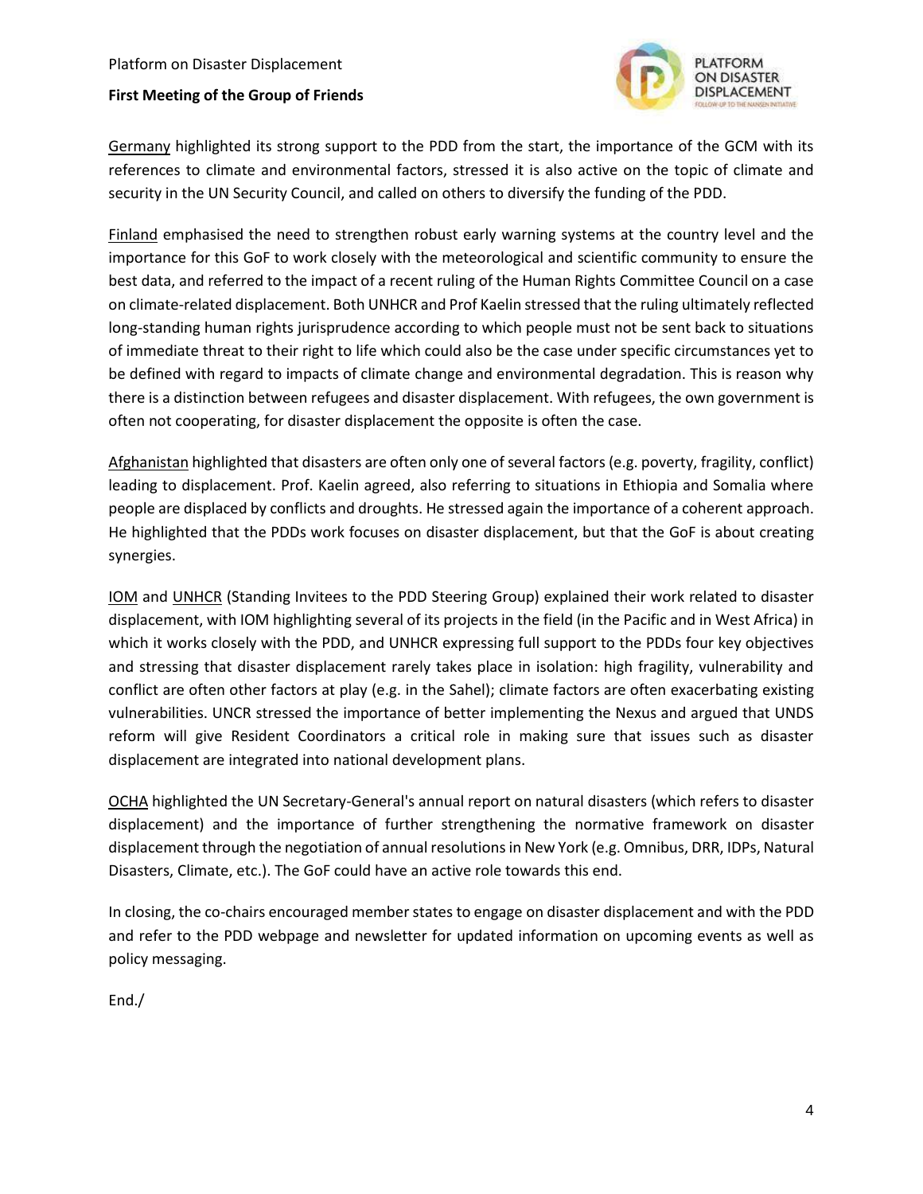Germany highlighted its strong support to the PDD from the start, the importance of the GCM with its references to climate and environmental factors, stressed it is also active on the topic of climate and security in the UN Security Council, and called on others to diversify the funding of the PDD.

Finland emphasised the need to strengthen robust early warning systems at the country level and the importance for this GoF to work closely with the meteorological and scientific community to ensure the best data, and referred to the impact of a recent ruling of the Human Rights Committee Council on a case on climate-related displacement. Both UNHCR and Prof Kaelin stressed that the ruling ultimately reflected long-standing human rights jurisprudence according to which people must not be sent back to situations of immediate threat to their right to life which could also be the case under specific circumstances yet to be defined with regard to impacts of climate change and environmental degradation. This is reason why there is a distinction between refugees and disaster displacement. With refugees, the own government is often not cooperating, for disaster displacement the opposite is often the case.

Afghanistan highlighted that disasters are often only one of several factors (e.g. poverty, fragility, conflict) leading to displacement. Prof. Kaelin agreed, also referring to situations in Ethiopia and Somalia where people are displaced by conflicts and droughts. He stressed again the importance of a coherent approach. He highlighted that the PDDs work focuses on disaster displacement, but that the GoF is about creating synergies.

IOM and UNHCR (Standing Invitees to the PDD Steering Group) explained their work related to disaster displacement, with IOM highlighting several of its projects in the field (in the Pacific and in West Africa) in which it works closely with the PDD, and UNHCR expressing full support to the PDDs four key objectives and stressing that disaster displacement rarely takes place in isolation: high fragility, vulnerability and conflict are often other factors at play (e.g. in the Sahel); climate factors are often exacerbating existing vulnerabilities. UNCR stressed the importance of better implementing the Nexus and argued that UNDS reform will give Resident Coordinators a critical role in making sure that issues such as disaster displacement are integrated into national development plans.

OCHA highlighted the UN Secretary-General's annual report on natural disasters (which refers to disaster displacement) and the importance of further strengthening the normative framework on disaster displacement through the negotiation of annual resolutions in New York (e.g. Omnibus, DRR, IDPs, Natural Disasters, Climate, etc.). The GoF could have an active role towards this end.

In closing, the co-chairs encouraged member states to engage on disaster displacement and with the PDD and refer to the PDD webpage and newsletter for updated information on upcoming events as well as policy messaging.

End./